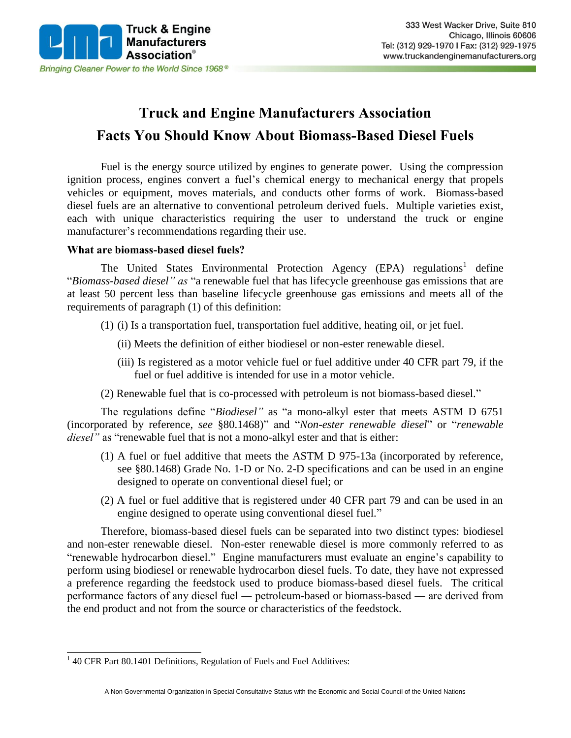# Truck and Engine Manufacturers Association

## Facts You Should Know About Biomass-Based Diesel Fuels

Fuel is the energy source utilized by engines to generate power. Using the compression ignition process, engines convert a fuel's chemical energy to mechanical energy that propels vehicles or equipment, moves materials, and conducts other forms of work. Biomass-based diesel fuels are an alternative to conventional petroleum derived fuels. Multiple varieties exist, each with unique characteristics requiring the user to understand the truck or engine manufacturer's recommendations regarding their use.

**What are biomass-based diesel fuels?**

The United States Environmental Protection Agency (EPA) regulations[1] define "*Biomass-based diesel" as* "a renewable fuel that has lifecycle greenhouse gas emissions that are at least 50 percent less than baseline lifecycle greenhouse gas emissions and meets all of the requirements of paragraph (1) of this definition:

(1) (i) Is a transportation fuel, transportation fuel additive, heating oil, or jet fuel.

(ii) Meets the definition of either biodiesel or non-ester renewable diesel.

(iii) Is registered as a motor vehicle fuel or fuel additive under 40 CFR part 79, if the fuel or fuel additive is intended for use in a motor vehicle.

(2) Renewable fuel that is co-processed with petroleum is not biomass-based diesel."

The regulations define "*Biodiesel"* as "a mono-alkyl ester that meets ASTM D 6751 (incorporated by reference, *see* §80.1468)" and "*Non-ester renewable diesel*" or "*renewable diesel"* as "renewable fuel that is not a mono-alkyl ester and that is either:

(1) A fuel or fuel additive that meets the ASTM D 975-13a (incorporated by reference, see §80.1468) Grade No. 1-D or No. 2-D specifications and can be used in an engine designed to operate on conventional diesel fuel; or

(2) A fuel or fuel additive that is registered under 40 CFR part 79 and can be used in an engine designed to operate using conventional diesel fuel."

Therefore, biomass-based diesel fuels can be separated into two distinct types: biodiesel and non-ester renewable diesel. Non-ester renewable diesel is more commonly referred to as "renewable hydrocarbon diesel." Engine manufacturers must evaluate an engine's capability to perform using biodiesel or renewable hydrocarbon diesel fuels. To date, they have not expressed a preference regarding the feedstock used to produce biomass-based diesel fuels. The critical performance factors of any diesel fuel — petroleum-based or biomass-based — are derived from the end product and not from the source or characteristics of the feedstock.

---

[1] 40 CFR Part 80.1401 Definitions, Regulation of Fuels and Fuel Additives: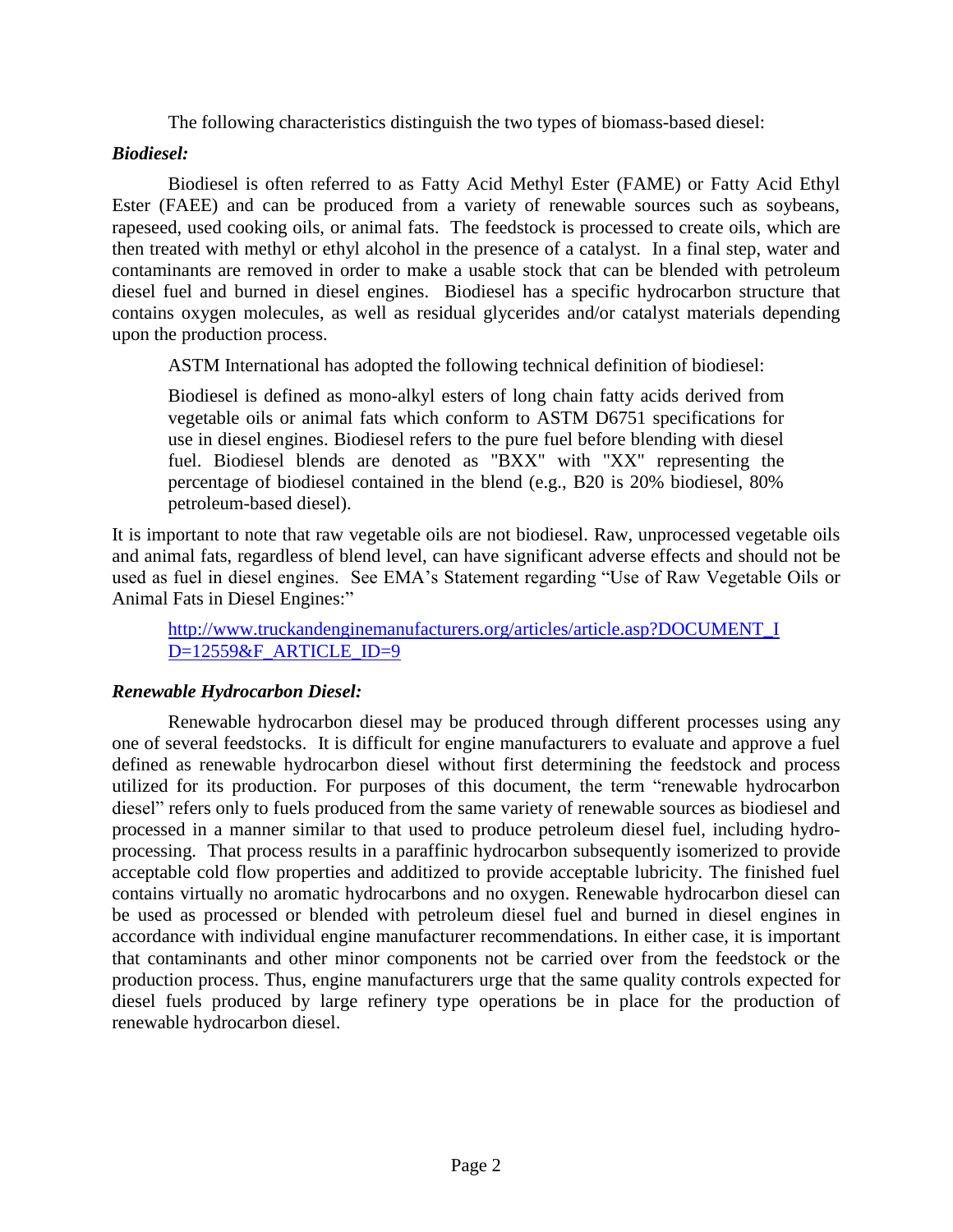The following characteristics distinguish the two types of biomass-based diesel:

***Biodiesel:***

Biodiesel is often referred to as Fatty Acid Methyl Ester (FAME) or Fatty Acid Ethyl Ester (FAEE) and can be produced from a variety of renewable sources such as soybeans, rapeseed, used cooking oils, or animal fats. The feedstock is processed to create oils, which are then treated with methyl or ethyl alcohol in the presence of a catalyst. In a final step, water and contaminants are removed in order to make a usable stock that can be blended with petroleum diesel fuel and burned in diesel engines. Biodiesel has a specific hydrocarbon structure that contains oxygen molecules, as well as residual glycerides and/or catalyst materials depending upon the production process.

ASTM International has adopted the following technical definition of biodiesel:

> Biodiesel is defined as mono-alkyl esters of long chain fatty acids derived from vegetable oils or animal fats which conform to ASTM D6751 specifications for use in diesel engines. Biodiesel refers to the pure fuel before blending with diesel fuel. Biodiesel blends are denoted as "BXX" with "XX" representing the percentage of biodiesel contained in the blend (e.g., B20 is 20% biodiesel, 80% petroleum-based diesel).

It is important to note that raw vegetable oils are not biodiesel. Raw, unprocessed vegetable oils and animal fats, regardless of blend level, can have significant adverse effects and should not be used as fuel in diesel engines. See EMA's Statement regarding "Use of Raw Vegetable Oils or Animal Fats in Diesel Engines:"

> http://www.truckandenginemanufacturers.org/articles/article.asp?DOCUMENT_ID=12559&F_ARTICLE_ID=9

***Renewable Hydrocarbon Diesel:***

Renewable hydrocarbon diesel may be produced through different processes using any one of several feedstocks. It is difficult for engine manufacturers to evaluate and approve a fuel defined as renewable hydrocarbon diesel without first determining the feedstock and process utilized for its production. For purposes of this document, the term "renewable hydrocarbon diesel" refers only to fuels produced from the same variety of renewable sources as biodiesel and processed in a manner similar to that used to produce petroleum diesel fuel, including hydro-processing. That process results in a paraffinic hydrocarbon subsequently isomerized to provide acceptable cold flow properties and additized to provide acceptable lubricity. The finished fuel contains virtually no aromatic hydrocarbons and no oxygen. Renewable hydrocarbon diesel can be used as processed or blended with petroleum diesel fuel and burned in diesel engines in accordance with individual engine manufacturer recommendations. In either case, it is important that contaminants and other minor components not be carried over from the feedstock or the production process. Thus, engine manufacturers urge that the same quality controls expected for diesel fuels produced by large refinery type operations be in place for the production of renewable hydrocarbon diesel.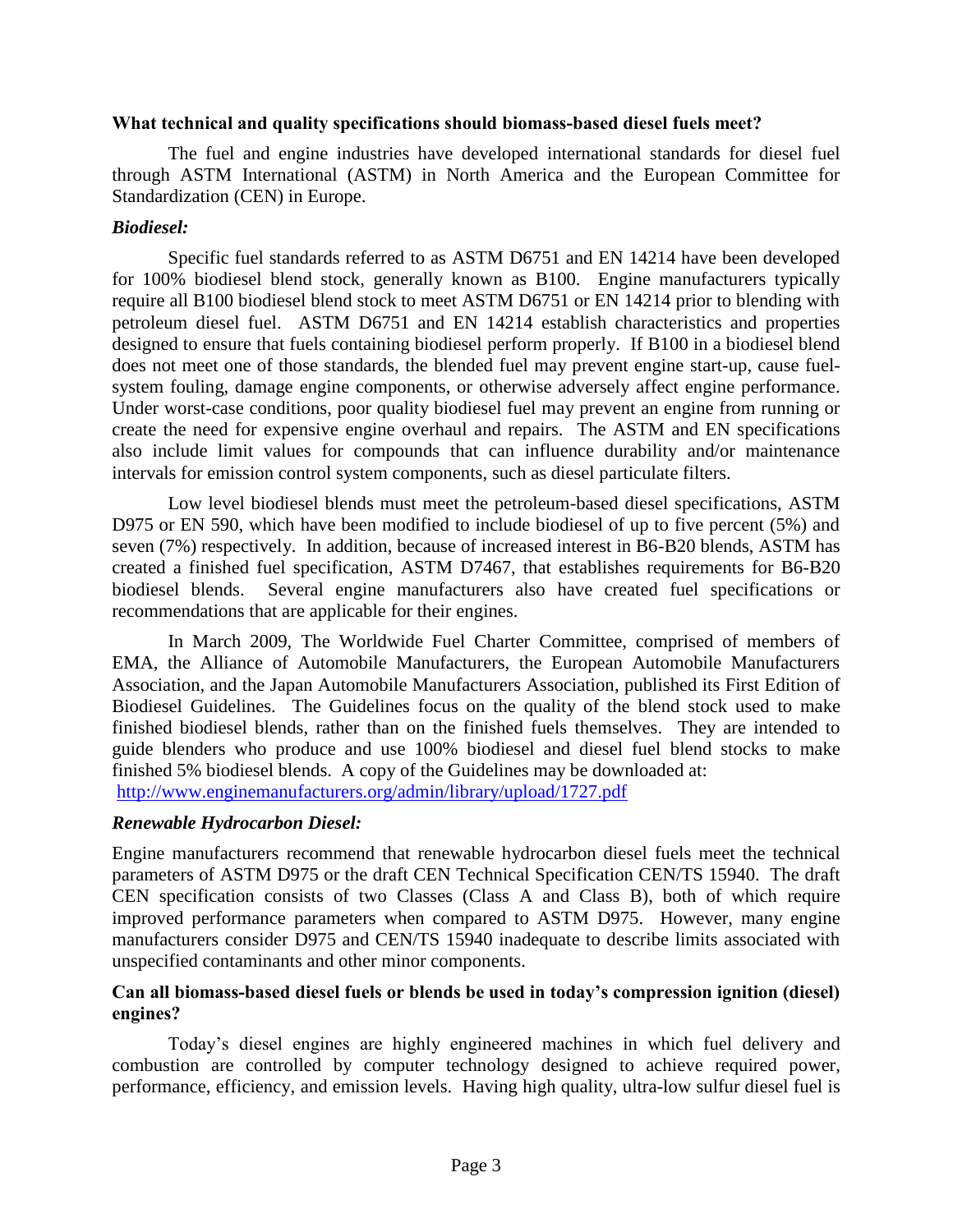**What technical and quality specifications should biomass-based diesel fuels meet?**

The fuel and engine industries have developed international standards for diesel fuel through ASTM International (ASTM) in North America and the European Committee for Standardization (CEN) in Europe.

***Biodiesel:***

Specific fuel standards referred to as ASTM D6751 and EN 14214 have been developed for 100% biodiesel blend stock, generally known as B100. Engine manufacturers typically require all B100 biodiesel blend stock to meet ASTM D6751 or EN 14214 prior to blending with petroleum diesel fuel. ASTM D6751 and EN 14214 establish characteristics and properties designed to ensure that fuels containing biodiesel perform properly. If B100 in a biodiesel blend does not meet one of those standards, the blended fuel may prevent engine start-up, cause fuel-system fouling, damage engine components, or otherwise adversely affect engine performance. Under worst-case conditions, poor quality biodiesel fuel may prevent an engine from running or create the need for expensive engine overhaul and repairs. The ASTM and EN specifications also include limit values for compounds that can influence durability and/or maintenance intervals for emission control system components, such as diesel particulate filters.

Low level biodiesel blends must meet the petroleum-based diesel specifications, ASTM D975 or EN 590, which have been modified to include biodiesel of up to five percent (5%) and seven (7%) respectively. In addition, because of increased interest in B6-B20 blends, ASTM has created a finished fuel specification, ASTM D7467, that establishes requirements for B6-B20 biodiesel blends. Several engine manufacturers also have created fuel specifications or recommendations that are applicable for their engines.

In March 2009, The Worldwide Fuel Charter Committee, comprised of members of EMA, the Alliance of Automobile Manufacturers, the European Automobile Manufacturers Association, and the Japan Automobile Manufacturers Association, published its First Edition of Biodiesel Guidelines. The Guidelines focus on the quality of the blend stock used to make finished biodiesel blends, rather than on the finished fuels themselves. They are intended to guide blenders who produce and use 100% biodiesel and diesel fuel blend stocks to make finished 5% biodiesel blends. A copy of the Guidelines may be downloaded at:
http://www.enginemanufacturers.org/admin/library/upload/1727.pdf

***Renewable Hydrocarbon Diesel:***

Engine manufacturers recommend that renewable hydrocarbon diesel fuels meet the technical parameters of ASTM D975 or the draft CEN Technical Specification CEN/TS 15940. The draft CEN specification consists of two Classes (Class A and Class B), both of which require improved performance parameters when compared to ASTM D975. However, many engine manufacturers consider D975 and CEN/TS 15940 inadequate to describe limits associated with unspecified contaminants and other minor components.

**Can all biomass-based diesel fuels or blends be used in today's compression ignition (diesel) engines?**

Today's diesel engines are highly engineered machines in which fuel delivery and combustion are controlled by computer technology designed to achieve required power, performance, efficiency, and emission levels. Having high quality, ultra-low sulfur diesel fuel is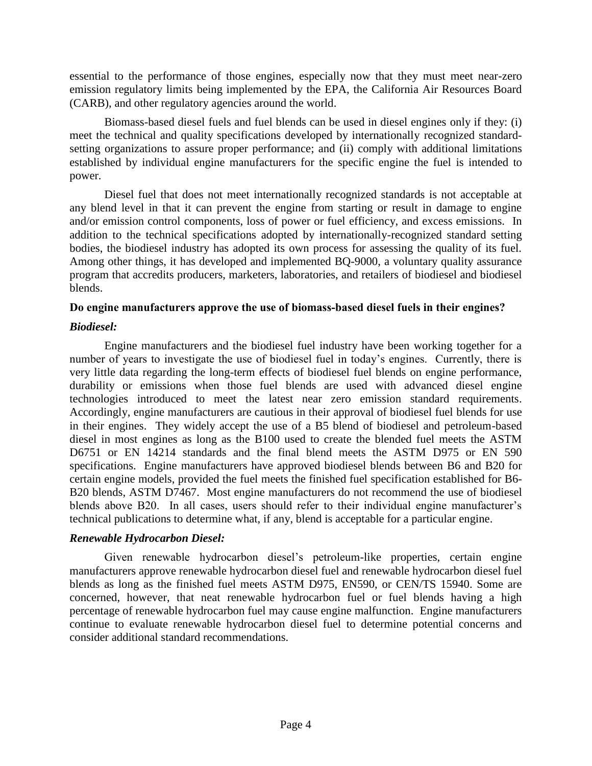essential to the performance of those engines, especially now that they must meet near-zero emission regulatory limits being implemented by the EPA, the California Air Resources Board (CARB), and other regulatory agencies around the world.

Biomass-based diesel fuels and fuel blends can be used in diesel engines only if they: (i) meet the technical and quality specifications developed by internationally recognized standard-setting organizations to assure proper performance; and (ii) comply with additional limitations established by individual engine manufacturers for the specific engine the fuel is intended to power.

Diesel fuel that does not meet internationally recognized standards is not acceptable at any blend level in that it can prevent the engine from starting or result in damage to engine and/or emission control components, loss of power or fuel efficiency, and excess emissions. In addition to the technical specifications adopted by internationally-recognized standard setting bodies, the biodiesel industry has adopted its own process for assessing the quality of its fuel. Among other things, it has developed and implemented BQ-9000, a voluntary quality assurance program that accredits producers, marketers, laboratories, and retailers of biodiesel and biodiesel blends.

**Do engine manufacturers approve the use of biomass-based diesel fuels in their engines?**

***Biodiesel:***

Engine manufacturers and the biodiesel fuel industry have been working together for a number of years to investigate the use of biodiesel fuel in today's engines. Currently, there is very little data regarding the long-term effects of biodiesel fuel blends on engine performance, durability or emissions when those fuel blends are used with advanced diesel engine technologies introduced to meet the latest near zero emission standard requirements. Accordingly, engine manufacturers are cautious in their approval of biodiesel fuel blends for use in their engines. They widely accept the use of a B5 blend of biodiesel and petroleum-based diesel in most engines as long as the B100 used to create the blended fuel meets the ASTM D6751 or EN 14214 standards and the final blend meets the ASTM D975 or EN 590 specifications. Engine manufacturers have approved biodiesel blends between B6 and B20 for certain engine models, provided the fuel meets the finished fuel specification established for B6-B20 blends, ASTM D7467. Most engine manufacturers do not recommend the use of biodiesel blends above B20. In all cases, users should refer to their individual engine manufacturer's technical publications to determine what, if any, blend is acceptable for a particular engine.

***Renewable Hydrocarbon Diesel:***

Given renewable hydrocarbon diesel's petroleum-like properties, certain engine manufacturers approve renewable hydrocarbon diesel fuel and renewable hydrocarbon diesel fuel blends as long as the finished fuel meets ASTM D975, EN590, or CEN/TS 15940. Some are concerned, however, that neat renewable hydrocarbon fuel or fuel blends having a high percentage of renewable hydrocarbon fuel may cause engine malfunction. Engine manufacturers continue to evaluate renewable hydrocarbon diesel fuel to determine potential concerns and consider additional standard recommendations.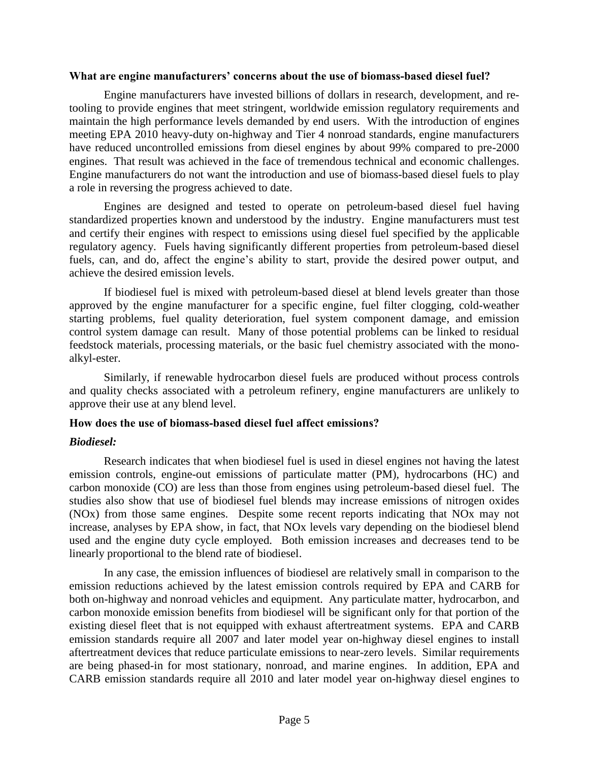**What are engine manufacturers' concerns about the use of biomass-based diesel fuel?**

Engine manufacturers have invested billions of dollars in research, development, and re-tooling to provide engines that meet stringent, worldwide emission regulatory requirements and maintain the high performance levels demanded by end users. With the introduction of engines meeting EPA 2010 heavy-duty on-highway and Tier 4 nonroad standards, engine manufacturers have reduced uncontrolled emissions from diesel engines by about 99% compared to pre-2000 engines. That result was achieved in the face of tremendous technical and economic challenges. Engine manufacturers do not want the introduction and use of biomass-based diesel fuels to play a role in reversing the progress achieved to date.

Engines are designed and tested to operate on petroleum-based diesel fuel having standardized properties known and understood by the industry. Engine manufacturers must test and certify their engines with respect to emissions using diesel fuel specified by the applicable regulatory agency. Fuels having significantly different properties from petroleum-based diesel fuels, can, and do, affect the engine's ability to start, provide the desired power output, and achieve the desired emission levels.

If biodiesel fuel is mixed with petroleum-based diesel at blend levels greater than those approved by the engine manufacturer for a specific engine, fuel filter clogging, cold-weather starting problems, fuel quality deterioration, fuel system component damage, and emission control system damage can result. Many of those potential problems can be linked to residual feedstock materials, processing materials, or the basic fuel chemistry associated with the mono-alkyl-ester.

Similarly, if renewable hydrocarbon diesel fuels are produced without process controls and quality checks associated with a petroleum refinery, engine manufacturers are unlikely to approve their use at any blend level.

**How does the use of biomass-based diesel fuel affect emissions?**

***Biodiesel:***

Research indicates that when biodiesel fuel is used in diesel engines not having the latest emission controls, engine-out emissions of particulate matter (PM), hydrocarbons (HC) and carbon monoxide (CO) are less than those from engines using petroleum-based diesel fuel. The studies also show that use of biodiesel fuel blends may increase emissions of nitrogen oxides (NOx) from those same engines. Despite some recent reports indicating that NOx may not increase, analyses by EPA show, in fact, that NOx levels vary depending on the biodiesel blend used and the engine duty cycle employed. Both emission increases and decreases tend to be linearly proportional to the blend rate of biodiesel.

In any case, the emission influences of biodiesel are relatively small in comparison to the emission reductions achieved by the latest emission controls required by EPA and CARB for both on-highway and nonroad vehicles and equipment. Any particulate matter, hydrocarbon, and carbon monoxide emission benefits from biodiesel will be significant only for that portion of the existing diesel fleet that is not equipped with exhaust aftertreatment systems. EPA and CARB emission standards require all 2007 and later model year on-highway diesel engines to install aftertreatment devices that reduce particulate emissions to near-zero levels. Similar requirements are being phased-in for most stationary, nonroad, and marine engines. In addition, EPA and CARB emission standards require all 2010 and later model year on-highway diesel engines to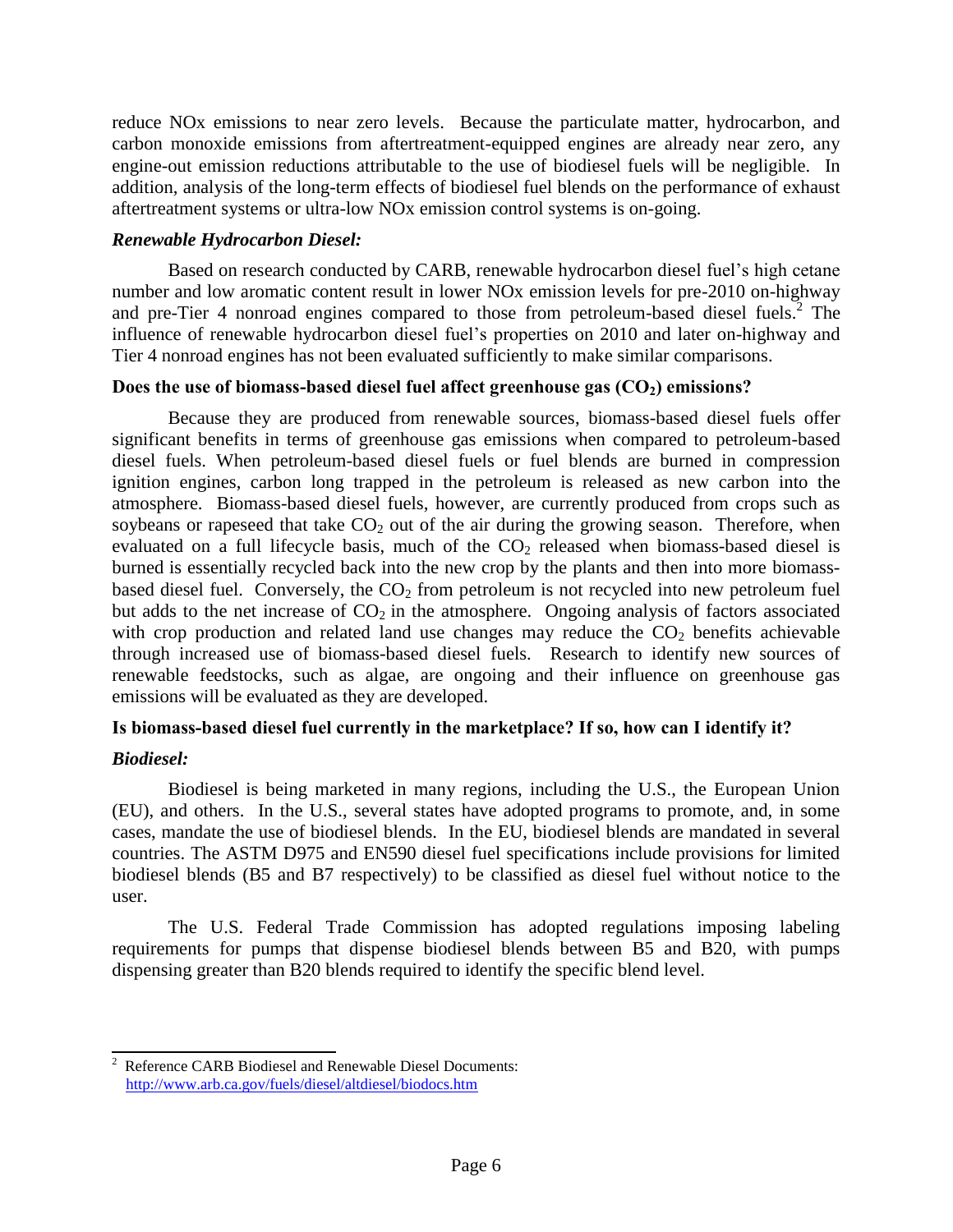reduce NOx emissions to near zero levels. Because the particulate matter, hydrocarbon, and carbon monoxide emissions from aftertreatment-equipped engines are already near zero, any engine-out emission reductions attributable to the use of biodiesel fuels will be negligible. In addition, analysis of the long-term effects of biodiesel fuel blends on the performance of exhaust aftertreatment systems or ultra-low NOx emission control systems is on-going.

***Renewable Hydrocarbon Diesel:***

Based on research conducted by CARB, renewable hydrocarbon diesel fuel's high cetane number and low aromatic content result in lower NOx emission levels for pre-2010 on-highway and pre-Tier 4 nonroad engines compared to those from petroleum-based diesel fuels.[2] The influence of renewable hydrocarbon diesel fuel's properties on 2010 and later on-highway and Tier 4 nonroad engines has not been evaluated sufficiently to make similar comparisons.

**Does the use of biomass-based diesel fuel affect greenhouse gas ($CO_2$) emissions?**

Because they are produced from renewable sources, biomass-based diesel fuels offer significant benefits in terms of greenhouse gas emissions when compared to petroleum-based diesel fuels. When petroleum-based diesel fuels or fuel blends are burned in compression ignition engines, carbon long trapped in the petroleum is released as new carbon into the atmosphere. Biomass-based diesel fuels, however, are currently produced from crops such as soybeans or rapeseed that take $CO_2$ out of the air during the growing season. Therefore, when evaluated on a full lifecycle basis, much of the $CO_2$ released when biomass-based diesel is burned is essentially recycled back into the new crop by the plants and then into more biomass-based diesel fuel. Conversely, the $CO_2$ from petroleum is not recycled into new petroleum fuel but adds to the net increase of $CO_2$ in the atmosphere. Ongoing analysis of factors associated with crop production and related land use changes may reduce the $CO_2$ benefits achievable through increased use of biomass-based diesel fuels. Research to identify new sources of renewable feedstocks, such as algae, are ongoing and their influence on greenhouse gas emissions will be evaluated as they are developed.

**Is biomass-based diesel fuel currently in the marketplace? If so, how can I identify it?**

***Biodiesel:***

Biodiesel is being marketed in many regions, including the U.S., the European Union (EU), and others. In the U.S., several states have adopted programs to promote, and, in some cases, mandate the use of biodiesel blends. In the EU, biodiesel blends are mandated in several countries. The ASTM D975 and EN590 diesel fuel specifications include provisions for limited biodiesel blends (B5 and B7 respectively) to be classified as diesel fuel without notice to the user.

The U.S. Federal Trade Commission has adopted regulations imposing labeling requirements for pumps that dispense biodiesel blends between B5 and B20, with pumps dispensing greater than B20 blends required to identify the specific blend level.

---

[2] Reference CARB Biodiesel and Renewable Diesel Documents: http://www.arb.ca.gov/fuels/diesel/altdiesel/biodocs.htm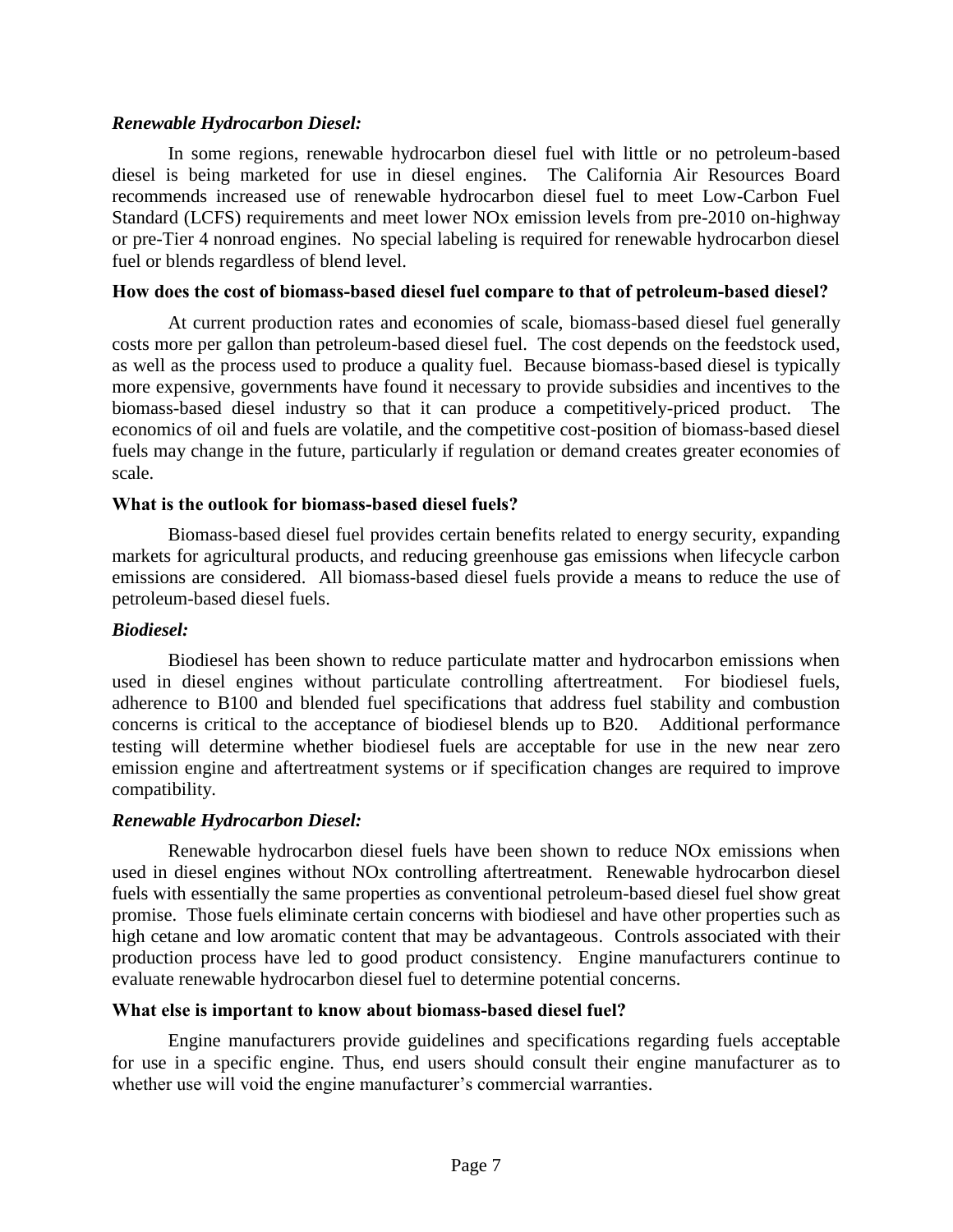***Renewable Hydrocarbon Diesel:***

In some regions, renewable hydrocarbon diesel fuel with little or no petroleum-based diesel is being marketed for use in diesel engines. The California Air Resources Board recommends increased use of renewable hydrocarbon diesel fuel to meet Low-Carbon Fuel Standard (LCFS) requirements and meet lower NOx emission levels from pre-2010 on-highway or pre-Tier 4 nonroad engines. No special labeling is required for renewable hydrocarbon diesel fuel or blends regardless of blend level.

**How does the cost of biomass-based diesel fuel compare to that of petroleum-based diesel?**

At current production rates and economies of scale, biomass-based diesel fuel generally costs more per gallon than petroleum-based diesel fuel. The cost depends on the feedstock used, as well as the process used to produce a quality fuel. Because biomass-based diesel is typically more expensive, governments have found it necessary to provide subsidies and incentives to the biomass-based diesel industry so that it can produce a competitively-priced product. The economics of oil and fuels are volatile, and the competitive cost-position of biomass-based diesel fuels may change in the future, particularly if regulation or demand creates greater economies of scale.

**What is the outlook for biomass-based diesel fuels?**

Biomass-based diesel fuel provides certain benefits related to energy security, expanding markets for agricultural products, and reducing greenhouse gas emissions when lifecycle carbon emissions are considered. All biomass-based diesel fuels provide a means to reduce the use of petroleum-based diesel fuels.

***Biodiesel:***

Biodiesel has been shown to reduce particulate matter and hydrocarbon emissions when used in diesel engines without particulate controlling aftertreatment. For biodiesel fuels, adherence to B100 and blended fuel specifications that address fuel stability and combustion concerns is critical to the acceptance of biodiesel blends up to B20. Additional performance testing will determine whether biodiesel fuels are acceptable for use in the new near zero emission engine and aftertreatment systems or if specification changes are required to improve compatibility.

***Renewable Hydrocarbon Diesel:***

Renewable hydrocarbon diesel fuels have been shown to reduce NOx emissions when used in diesel engines without NOx controlling aftertreatment. Renewable hydrocarbon diesel fuels with essentially the same properties as conventional petroleum-based diesel fuel show great promise. Those fuels eliminate certain concerns with biodiesel and have other properties such as high cetane and low aromatic content that may be advantageous. Controls associated with their production process have led to good product consistency. Engine manufacturers continue to evaluate renewable hydrocarbon diesel fuel to determine potential concerns.

**What else is important to know about biomass-based diesel fuel?**

Engine manufacturers provide guidelines and specifications regarding fuels acceptable for use in a specific engine. Thus, end users should consult their engine manufacturer as to whether use will void the engine manufacturer's commercial warranties.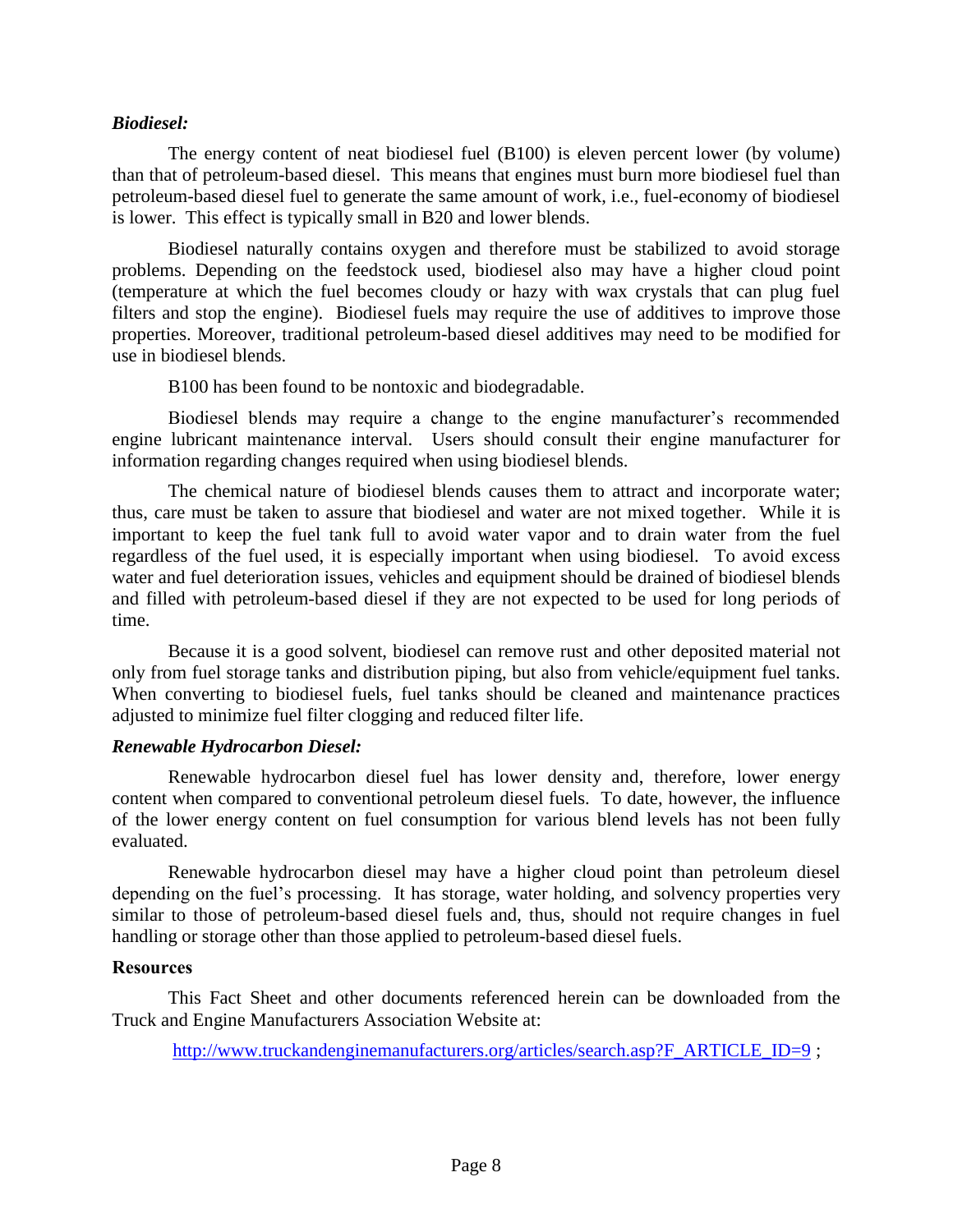***Biodiesel:***

The energy content of neat biodiesel fuel (B100) is eleven percent lower (by volume) than that of petroleum-based diesel. This means that engines must burn more biodiesel fuel than petroleum-based diesel fuel to generate the same amount of work, i.e., fuel-economy of biodiesel is lower. This effect is typically small in B20 and lower blends.

Biodiesel naturally contains oxygen and therefore must be stabilized to avoid storage problems. Depending on the feedstock used, biodiesel also may have a higher cloud point (temperature at which the fuel becomes cloudy or hazy with wax crystals that can plug fuel filters and stop the engine). Biodiesel fuels may require the use of additives to improve those properties. Moreover, traditional petroleum-based diesel additives may need to be modified for use in biodiesel blends.

B100 has been found to be nontoxic and biodegradable.

Biodiesel blends may require a change to the engine manufacturer's recommended engine lubricant maintenance interval. Users should consult their engine manufacturer for information regarding changes required when using biodiesel blends.

The chemical nature of biodiesel blends causes them to attract and incorporate water; thus, care must be taken to assure that biodiesel and water are not mixed together. While it is important to keep the fuel tank full to avoid water vapor and to drain water from the fuel regardless of the fuel used, it is especially important when using biodiesel. To avoid excess water and fuel deterioration issues, vehicles and equipment should be drained of biodiesel blends and filled with petroleum-based diesel if they are not expected to be used for long periods of time.

Because it is a good solvent, biodiesel can remove rust and other deposited material not only from fuel storage tanks and distribution piping, but also from vehicle/equipment fuel tanks. When converting to biodiesel fuels, fuel tanks should be cleaned and maintenance practices adjusted to minimize fuel filter clogging and reduced filter life.

***Renewable Hydrocarbon Diesel:***

Renewable hydrocarbon diesel fuel has lower density and, therefore, lower energy content when compared to conventional petroleum diesel fuels. To date, however, the influence of the lower energy content on fuel consumption for various blend levels has not been fully evaluated.

Renewable hydrocarbon diesel may have a higher cloud point than petroleum diesel depending on the fuel's processing. It has storage, water holding, and solvency properties very similar to those of petroleum-based diesel fuels and, thus, should not require changes in fuel handling or storage other than those applied to petroleum-based diesel fuels.

**Resources**

This Fact Sheet and other documents referenced herein can be downloaded from the Truck and Engine Manufacturers Association Website at:

http://www.truckandenginemanufacturers.org/articles/search.asp?F_ARTICLE_ID=9 ;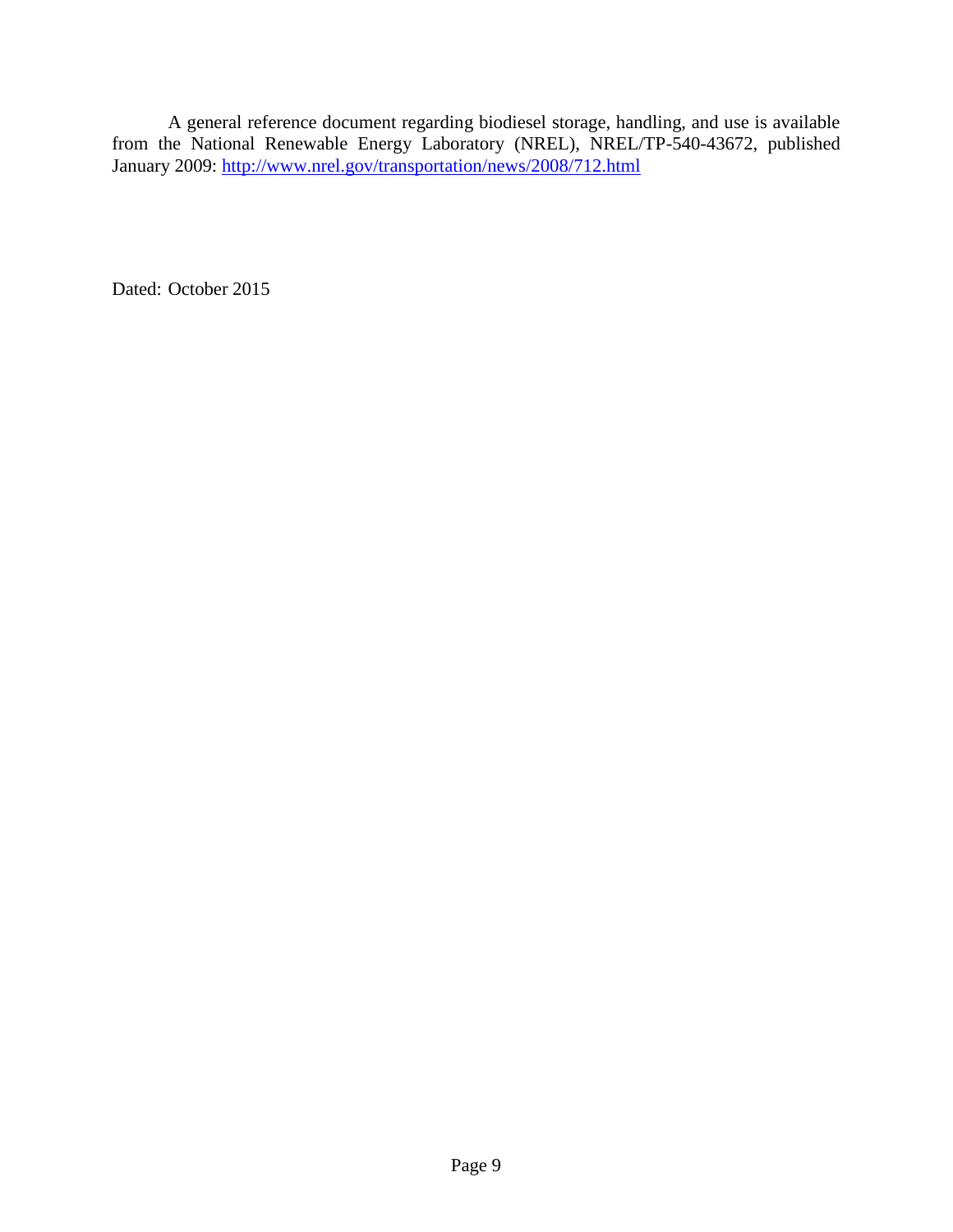A general reference document regarding biodiesel storage, handling, and use is available from the National Renewable Energy Laboratory (NREL), NREL/TP-540-43672, published January 2009: [http://www.nrel.gov/transportation/news/2008/712.html](http://www.nrel.gov/transportation/news/2008/712.html)

Dated: October 2015